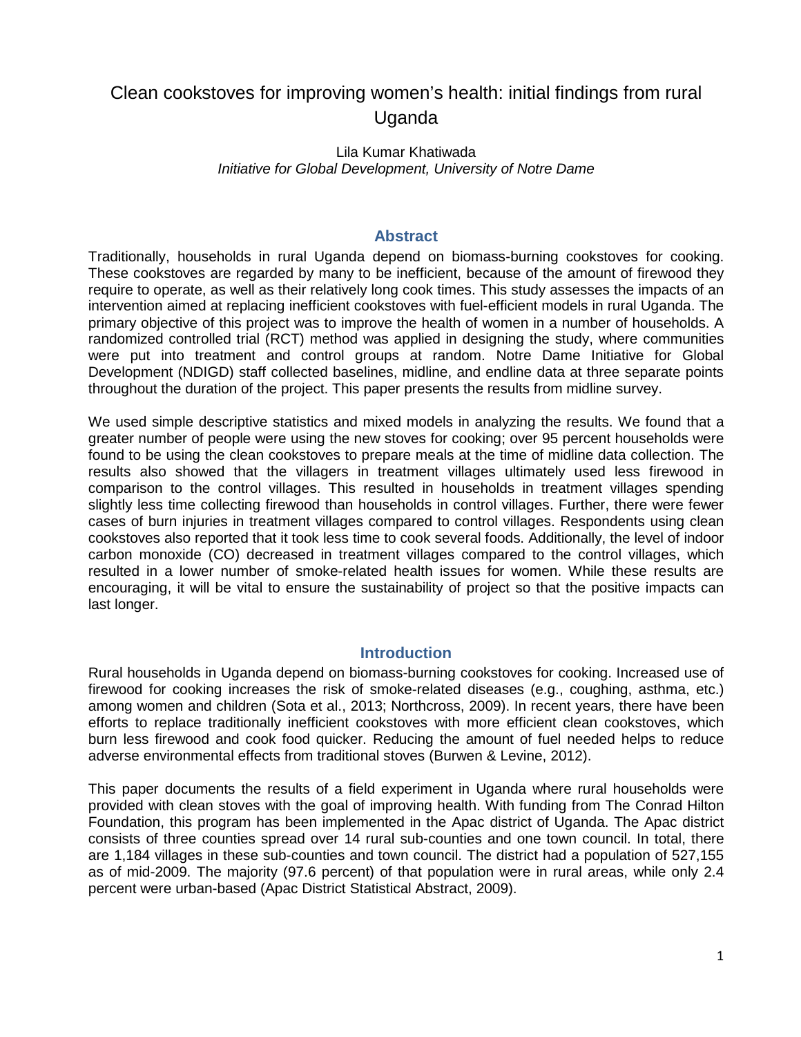# Clean cookstoves for improving women's health: initial findings from rural Uganda

Lila Kumar Khatiwada
*Initiative for Global Development, University of Notre Dame*

## Abstract

Traditionally, households in rural Uganda depend on biomass-burning cookstoves for cooking. These cookstoves are regarded by many to be inefficient, because of the amount of firewood they require to operate, as well as their relatively long cook times. This study assesses the impacts of an intervention aimed at replacing inefficient cookstoves with fuel-efficient models in rural Uganda. The primary objective of this project was to improve the health of women in a number of households. A randomized controlled trial (RCT) method was applied in designing the study, where communities were put into treatment and control groups at random. Notre Dame Initiative for Global Development (NDIGD) staff collected baselines, midline, and endline data at three separate points throughout the duration of the project. This paper presents the results from midline survey.

We used simple descriptive statistics and mixed models in analyzing the results. We found that a greater number of people were using the new stoves for cooking; over 95 percent households were found to be using the clean cookstoves to prepare meals at the time of midline data collection. The results also showed that the villagers in treatment villages ultimately used less firewood in comparison to the control villages. This resulted in households in treatment villages spending slightly less time collecting firewood than households in control villages. Further, there were fewer cases of burn injuries in treatment villages compared to control villages. Respondents using clean cookstoves also reported that it took less time to cook several foods. Additionally, the level of indoor carbon monoxide (CO) decreased in treatment villages compared to the control villages, which resulted in a lower number of smoke-related health issues for women. While these results are encouraging, it will be vital to ensure the sustainability of project so that the positive impacts can last longer.

## Introduction

Rural households in Uganda depend on biomass-burning cookstoves for cooking. Increased use of firewood for cooking increases the risk of smoke-related diseases (e.g., coughing, asthma, etc.) among women and children (Sota et al., 2013; Northcross, 2009). In recent years, there have been efforts to replace traditionally inefficient cookstoves with more efficient clean cookstoves, which burn less firewood and cook food quicker. Reducing the amount of fuel needed helps to reduce adverse environmental effects from traditional stoves (Burwen & Levine, 2012).

This paper documents the results of a field experiment in Uganda where rural households were provided with clean stoves with the goal of improving health. With funding from The Conrad Hilton Foundation, this program has been implemented in the Apac district of Uganda. The Apac district consists of three counties spread over 14 rural sub-counties and one town council. In total, there are 1,184 villages in these sub-counties and town council. The district had a population of 527,155 as of mid-2009. The majority (97.6 percent) of that population were in rural areas, while only 2.4 percent were urban-based (Apac District Statistical Abstract, 2009).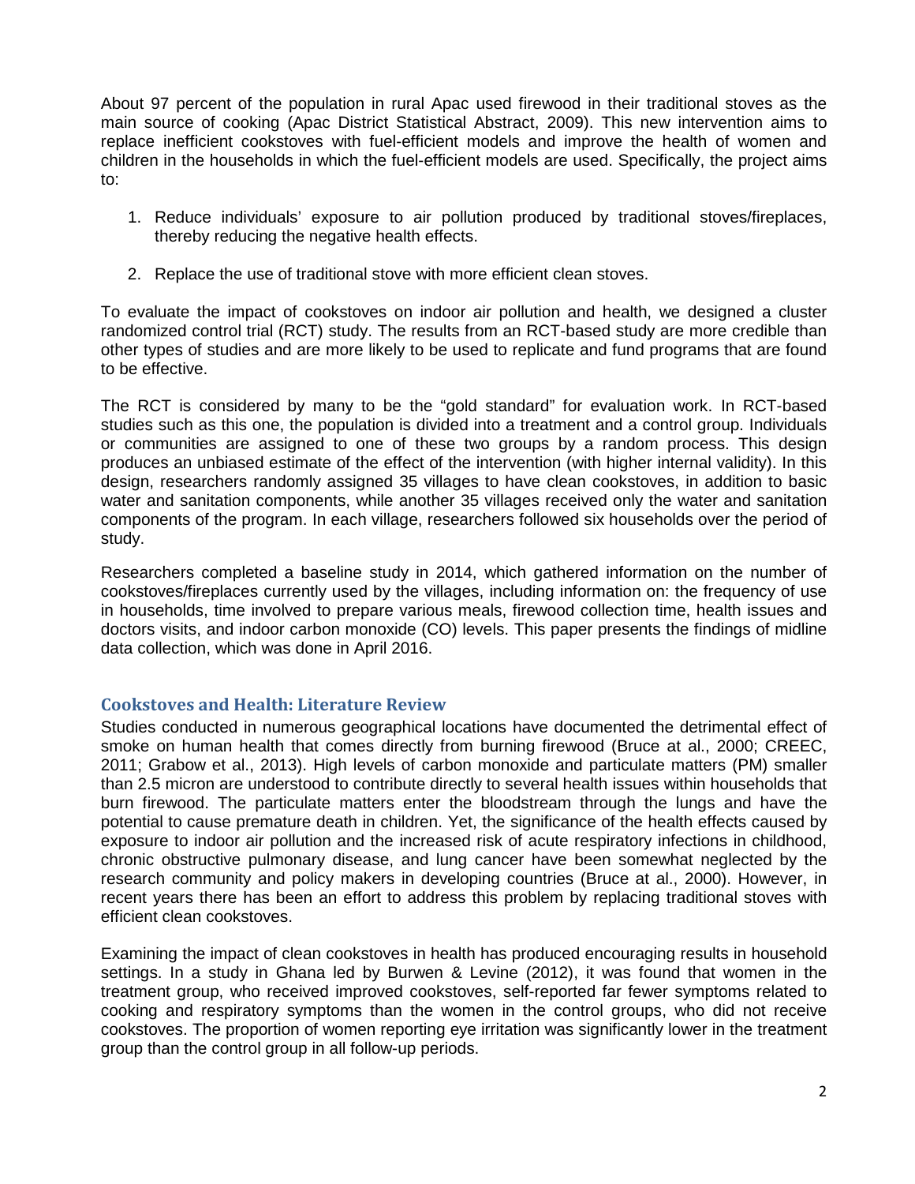About 97 percent of the population in rural Apac used firewood in their traditional stoves as the main source of cooking (Apac District Statistical Abstract, 2009). This new intervention aims to replace inefficient cookstoves with fuel-efficient models and improve the health of women and children in the households in which the fuel-efficient models are used. Specifically, the project aims to:

1. Reduce individuals' exposure to air pollution produced by traditional stoves/fireplaces, thereby reducing the negative health effects.

2. Replace the use of traditional stove with more efficient clean stoves.

To evaluate the impact of cookstoves on indoor air pollution and health, we designed a cluster randomized control trial (RCT) study. The results from an RCT-based study are more credible than other types of studies and are more likely to be used to replicate and fund programs that are found to be effective.

The RCT is considered by many to be the "gold standard" for evaluation work. In RCT-based studies such as this one, the population is divided into a treatment and a control group. Individuals or communities are assigned to one of these two groups by a random process. This design produces an unbiased estimate of the effect of the intervention (with higher internal validity). In this design, researchers randomly assigned 35 villages to have clean cookstoves, in addition to basic water and sanitation components, while another 35 villages received only the water and sanitation components of the program. In each village, researchers followed six households over the period of study.

Researchers completed a baseline study in 2014, which gathered information on the number of cookstoves/fireplaces currently used by the villages, including information on: the frequency of use in households, time involved to prepare various meals, firewood collection time, health issues and doctors visits, and indoor carbon monoxide (CO) levels. This paper presents the findings of midline data collection, which was done in April 2016.

## Cookstoves and Health: Literature Review

Studies conducted in numerous geographical locations have documented the detrimental effect of smoke on human health that comes directly from burning firewood (Bruce at al., 2000; CREEC, 2011; Grabow et al., 2013). High levels of carbon monoxide and particulate matters (PM) smaller than 2.5 micron are understood to contribute directly to several health issues within households that burn firewood. The particulate matters enter the bloodstream through the lungs and have the potential to cause premature death in children. Yet, the significance of the health effects caused by exposure to indoor air pollution and the increased risk of acute respiratory infections in childhood, chronic obstructive pulmonary disease, and lung cancer have been somewhat neglected by the research community and policy makers in developing countries (Bruce at al., 2000). However, in recent years there has been an effort to address this problem by replacing traditional stoves with efficient clean cookstoves.

Examining the impact of clean cookstoves in health has produced encouraging results in household settings. In a study in Ghana led by Burwen & Levine (2012), it was found that women in the treatment group, who received improved cookstoves, self-reported far fewer symptoms related to cooking and respiratory symptoms than the women in the control groups, who did not receive cookstoves. The proportion of women reporting eye irritation was significantly lower in the treatment group than the control group in all follow-up periods.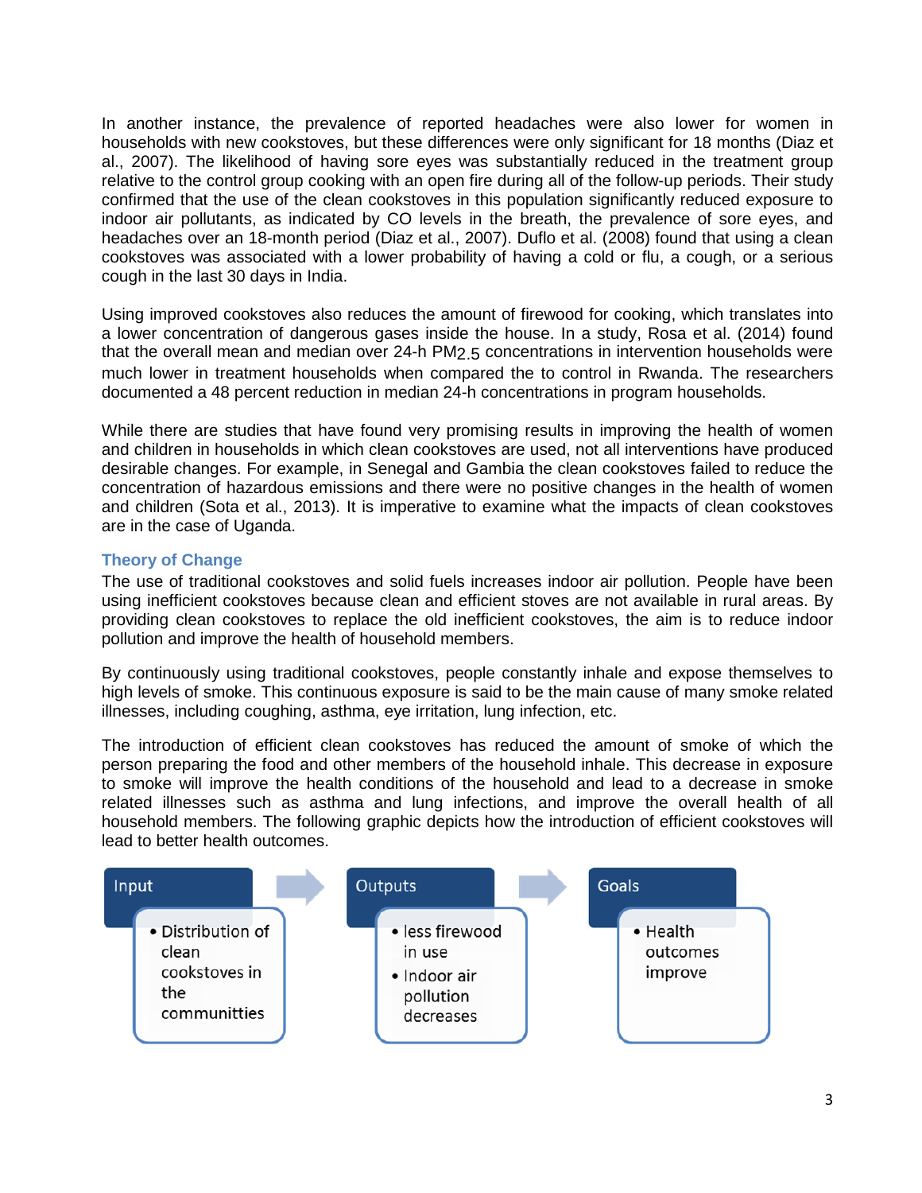In another instance, the prevalence of reported headaches were also lower for women in households with new cookstoves, but these differences were only significant for 18 months (Diaz et al., 2007). The likelihood of having sore eyes was substantially reduced in the treatment group relative to the control group cooking with an open fire during all of the follow-up periods. Their study confirmed that the use of the clean cookstoves in this population significantly reduced exposure to indoor air pollutants, as indicated by CO levels in the breath, the prevalence of sore eyes, and headaches over an 18-month period (Diaz et al., 2007). Duflo et al. (2008) found that using a clean cookstoves was associated with a lower probability of having a cold or flu, a cough, or a serious cough in the last 30 days in India.

Using improved cookstoves also reduces the amount of firewood for cooking, which translates into a lower concentration of dangerous gases inside the house. In a study, Rosa et al. (2014) found that the overall mean and median over 24-h $PM_{2.5}$ concentrations in intervention households were much lower in treatment households when compared the to control in Rwanda. The researchers documented a 48 percent reduction in median 24-h concentrations in program households.

While there are studies that have found very promising results in improving the health of women and children in households in which clean cookstoves are used, not all interventions have produced desirable changes. For example, in Senegal and Gambia the clean cookstoves failed to reduce the concentration of hazardous emissions and there were no positive changes in the health of women and children (Sota et al., 2013). It is imperative to examine what the impacts of clean cookstoves are in the case of Uganda.

### Theory of Change

The use of traditional cookstoves and solid fuels increases indoor air pollution. People have been using inefficient cookstoves because clean and efficient stoves are not available in rural areas. By providing clean cookstoves to replace the old inefficient cookstoves, the aim is to reduce indoor pollution and improve the health of household members.

By continuously using traditional cookstoves, people constantly inhale and expose themselves to high levels of smoke. This continuous exposure is said to be the main cause of many smoke related illnesses, including coughing, asthma, eye irritation, lung infection, etc.

The introduction of efficient clean cookstoves has reduced the amount of smoke of which the person preparing the food and other members of the household inhale. This decrease in exposure to smoke will improve the health conditions of the household and lead to a decrease in smoke related illnesses such as asthma and lung infections, and improve the overall health of all household members. The following graphic depicts how the introduction of efficient cookstoves will lead to better health outcomes.

**Input**
- Distribution of clean cookstoves in the communitties

**Outputs**
- less firewood in use
- Indoor air pollution decreases

**Goals**
- Health outcomes improve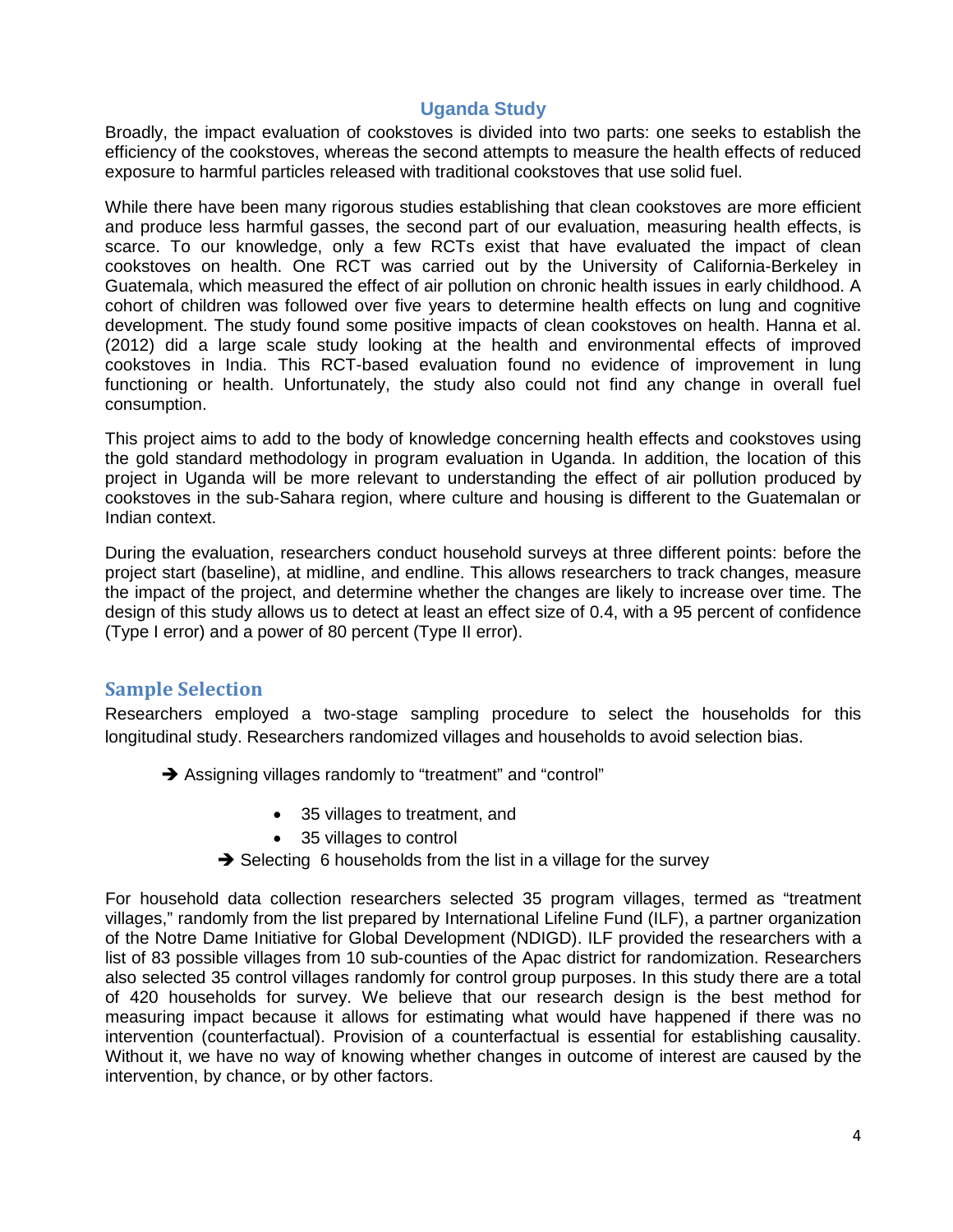## Uganda Study

Broadly, the impact evaluation of cookstoves is divided into two parts: one seeks to establish the efficiency of the cookstoves, whereas the second attempts to measure the health effects of reduced exposure to harmful particles released with traditional cookstoves that use solid fuel.

While there have been many rigorous studies establishing that clean cookstoves are more efficient and produce less harmful gasses, the second part of our evaluation, measuring health effects, is scarce. To our knowledge, only a few RCTs exist that have evaluated the impact of clean cookstoves on health. One RCT was carried out by the University of California-Berkeley in Guatemala, which measured the effect of air pollution on chronic health issues in early childhood. A cohort of children was followed over five years to determine health effects on lung and cognitive development. The study found some positive impacts of clean cookstoves on health. Hanna et al. (2012) did a large scale study looking at the health and environmental effects of improved cookstoves in India. This RCT-based evaluation found no evidence of improvement in lung functioning or health. Unfortunately, the study also could not find any change in overall fuel consumption.

This project aims to add to the body of knowledge concerning health effects and cookstoves using the gold standard methodology in program evaluation in Uganda. In addition, the location of this project in Uganda will be more relevant to understanding the effect of air pollution produced by cookstoves in the sub-Sahara region, where culture and housing is different to the Guatemalan or Indian context.

During the evaluation, researchers conduct household surveys at three different points: before the project start (baseline), at midline, and endline. This allows researchers to track changes, measure the impact of the project, and determine whether the changes are likely to increase over time. The design of this study allows us to detect at least an effect size of 0.4, with a 95 percent of confidence (Type I error) and a power of 80 percent (Type II error).

## Sample Selection

Researchers employed a two-stage sampling procedure to select the households for this longitudinal study. Researchers randomized villages and households to avoid selection bias.

➔ Assigning villages randomly to "treatment" and "control"

- 35 villages to treatment, and
- 35 villages to control

➔ Selecting 6 households from the list in a village for the survey

For household data collection researchers selected 35 program villages, termed as "treatment villages," randomly from the list prepared by International Lifeline Fund (ILF), a partner organization of the Notre Dame Initiative for Global Development (NDIGD). ILF provided the researchers with a list of 83 possible villages from 10 sub-counties of the Apac district for randomization. Researchers also selected 35 control villages randomly for control group purposes. In this study there are a total of 420 households for survey. We believe that our research design is the best method for measuring impact because it allows for estimating what would have happened if there was no intervention (counterfactual). Provision of a counterfactual is essential for establishing causality. Without it, we have no way of knowing whether changes in outcome of interest are caused by the intervention, by chance, or by other factors.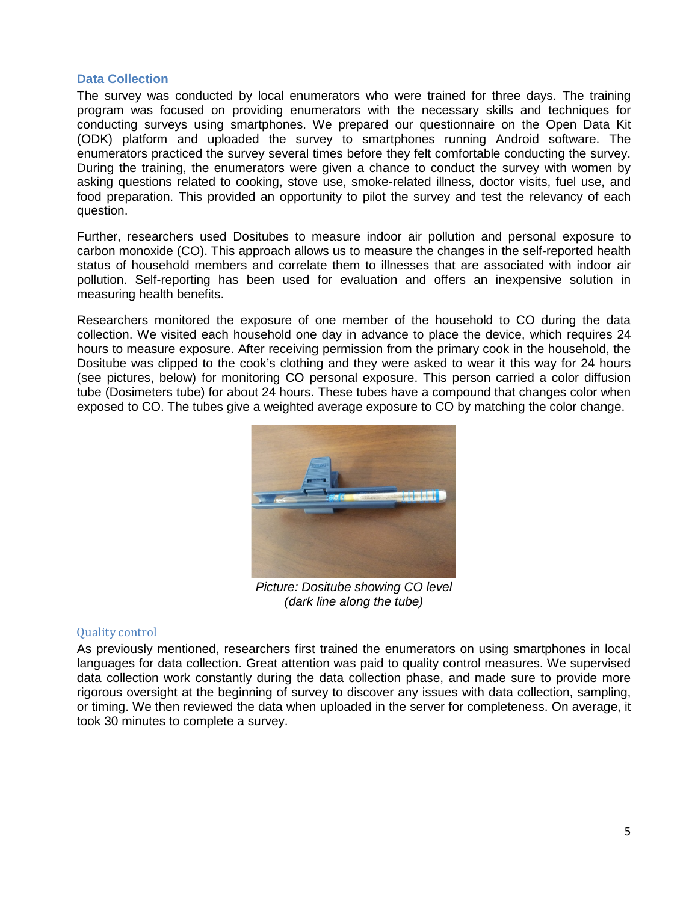## Data Collection

The survey was conducted by local enumerators who were trained for three days. The training program was focused on providing enumerators with the necessary skills and techniques for conducting surveys using smartphones. We prepared our questionnaire on the Open Data Kit (ODK) platform and uploaded the survey to smartphones running Android software. The enumerators practiced the survey several times before they felt comfortable conducting the survey. During the training, the enumerators were given a chance to conduct the survey with women by asking questions related to cooking, stove use, smoke-related illness, doctor visits, fuel use, and food preparation. This provided an opportunity to pilot the survey and test the relevancy of each question.

Further, researchers used Dositubes to measure indoor air pollution and personal exposure to carbon monoxide (CO). This approach allows us to measure the changes in the self-reported health status of household members and correlate them to illnesses that are associated with indoor air pollution. Self-reporting has been used for evaluation and offers an inexpensive solution in measuring health benefits.

Researchers monitored the exposure of one member of the household to CO during the data collection. We visited each household one day in advance to place the device, which requires 24 hours to measure exposure. After receiving permission from the primary cook in the household, the Dositube was clipped to the cook's clothing and they were asked to wear it this way for 24 hours (see pictures, below) for monitoring CO personal exposure. This person carried a color diffusion tube (Dosimeters tube) for about 24 hours. These tubes have a compound that changes color when exposed to CO. The tubes give a weighted average exposure to CO by matching the color change.

*Picture: Dositube showing CO level (dark line along the tube)*

### Quality control

As previously mentioned, researchers first trained the enumerators on using smartphones in local languages for data collection. Great attention was paid to quality control measures. We supervised data collection work constantly during the data collection phase, and made sure to provide more rigorous oversight at the beginning of survey to discover any issues with data collection, sampling, or timing. We then reviewed the data when uploaded in the server for completeness. On average, it took 30 minutes to complete a survey.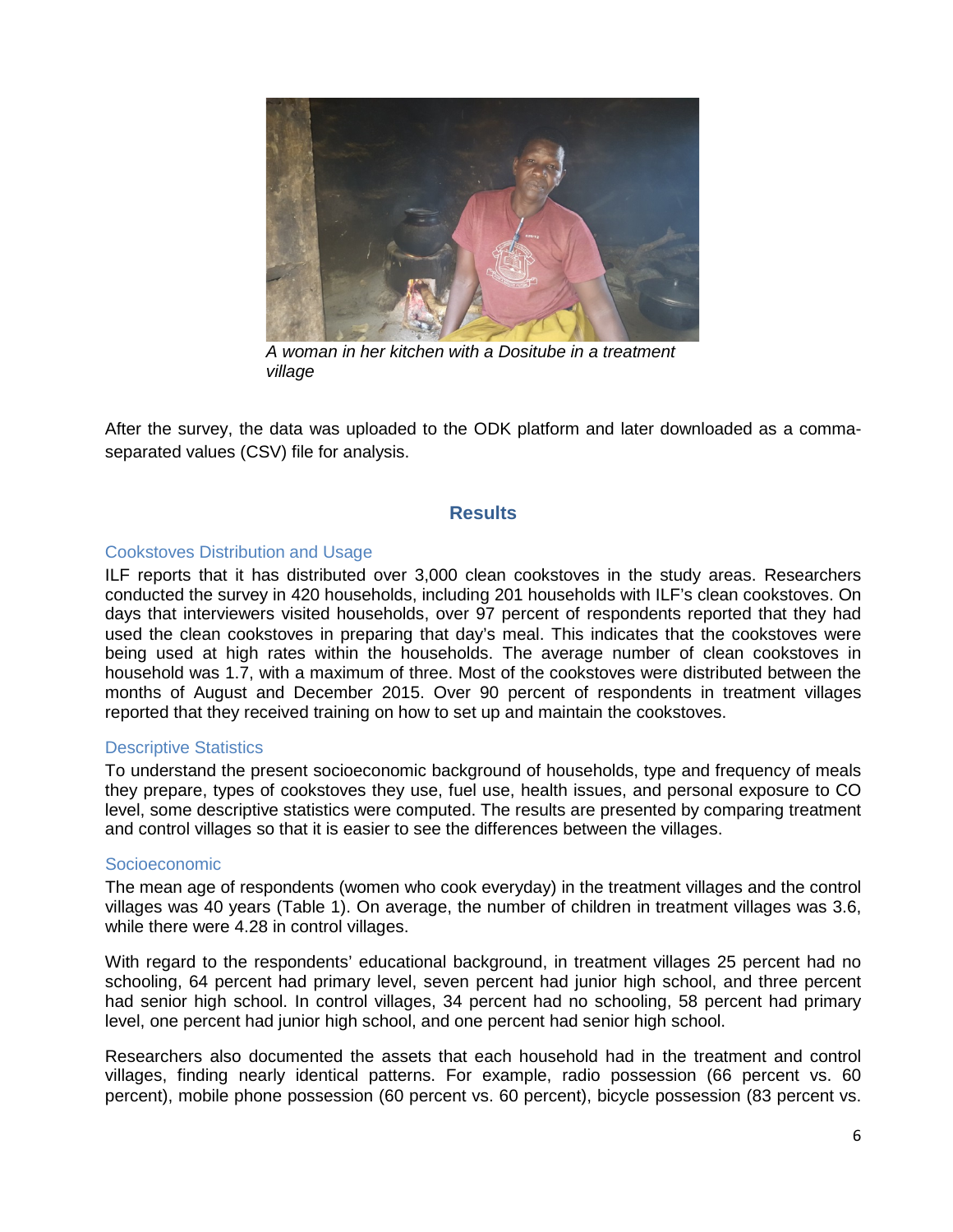*A woman in her kitchen with a Dositube in a treatment village*

After the survey, the data was uploaded to the ODK platform and later downloaded as a comma-separated values (CSV) file for analysis.

## Results

### Cookstoves Distribution and Usage

ILF reports that it has distributed over 3,000 clean cookstoves in the study areas. Researchers conducted the survey in 420 households, including 201 households with ILF's clean cookstoves. On days that interviewers visited households, over 97 percent of respondents reported that they had used the clean cookstoves in preparing that day's meal. This indicates that the cookstoves were being used at high rates within the households. The average number of clean cookstoves in household was 1.7, with a maximum of three. Most of the cookstoves were distributed between the months of August and December 2015. Over 90 percent of respondents in treatment villages reported that they received training on how to set up and maintain the cookstoves.

### Descriptive Statistics

To understand the present socioeconomic background of households, type and frequency of meals they prepare, types of cookstoves they use, fuel use, health issues, and personal exposure to CO level, some descriptive statistics were computed. The results are presented by comparing treatment and control villages so that it is easier to see the differences between the villages.

### Socioeconomic

The mean age of respondents (women who cook everyday) in the treatment villages and the control villages was 40 years (Table 1). On average, the number of children in treatment villages was 3.6, while there were 4.28 in control villages.

With regard to the respondents' educational background, in treatment villages 25 percent had no schooling, 64 percent had primary level, seven percent had junior high school, and three percent had senior high school. In control villages, 34 percent had no schooling, 58 percent had primary level, one percent had junior high school, and one percent had senior high school.

Researchers also documented the assets that each household had in the treatment and control villages, finding nearly identical patterns. For example, radio possession (66 percent vs. 60 percent), mobile phone possession (60 percent vs. 60 percent), bicycle possession (83 percent vs.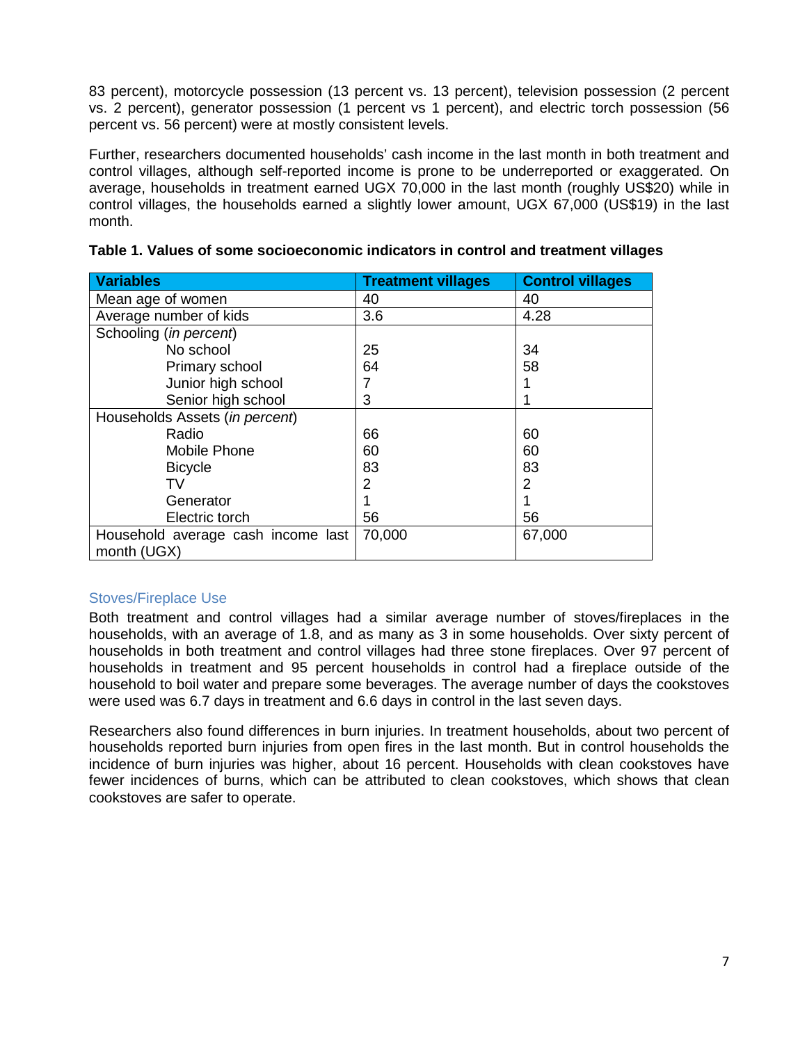83 percent), motorcycle possession (13 percent vs. 13 percent), television possession (2 percent vs. 2 percent), generator possession (1 percent vs 1 percent), and electric torch possession (56 percent vs. 56 percent) were at mostly consistent levels.

Further, researchers documented households' cash income in the last month in both treatment and control villages, although self-reported income is prone to be underreported or exaggerated. On average, households in treatment earned UGX 70,000 in the last month (roughly US$20) while in control villages, the households earned a slightly lower amount, UGX 67,000 (US$19) in the last month.

**Table 1. Values of some socioeconomic indicators in control and treatment villages**

| Variables | Treatment villages | Control villages |
|---|---|---|
| Mean age of women | 40 | 40 |
| Average number of kids | 3.6 | 4.28 |
| Schooling (*in percent*) | | |
| No school | 25 | 34 |
| Primary school | 64 | 58 |
| Junior high school | 7 | 1 |
| Senior high school | 3 | 1 |
| Households Assets (*in percent*) | | |
| Radio | 66 | 60 |
| Mobile Phone | 60 | 60 |
| Bicycle | 83 | 83 |
| TV | 2 | 2 |
| Generator | 1 | 1 |
| Electric torch | 56 | 56 |
| Household average cash income last month (UGX) | 70,000 | 67,000 |

### Stoves/Fireplace Use

Both treatment and control villages had a similar average number of stoves/fireplaces in the households, with an average of 1.8, and as many as 3 in some households. Over sixty percent of households in both treatment and control villages had three stone fireplaces. Over 97 percent of households in treatment and 95 percent households in control had a fireplace outside of the household to boil water and prepare some beverages. The average number of days the cookstoves were used was 6.7 days in treatment and 6.6 days in control in the last seven days.

Researchers also found differences in burn injuries. In treatment households, about two percent of households reported burn injuries from open fires in the last month. But in control households the incidence of burn injuries was higher, about 16 percent. Households with clean cookstoves have fewer incidences of burns, which can be attributed to clean cookstoves, which shows that clean cookstoves are safer to operate.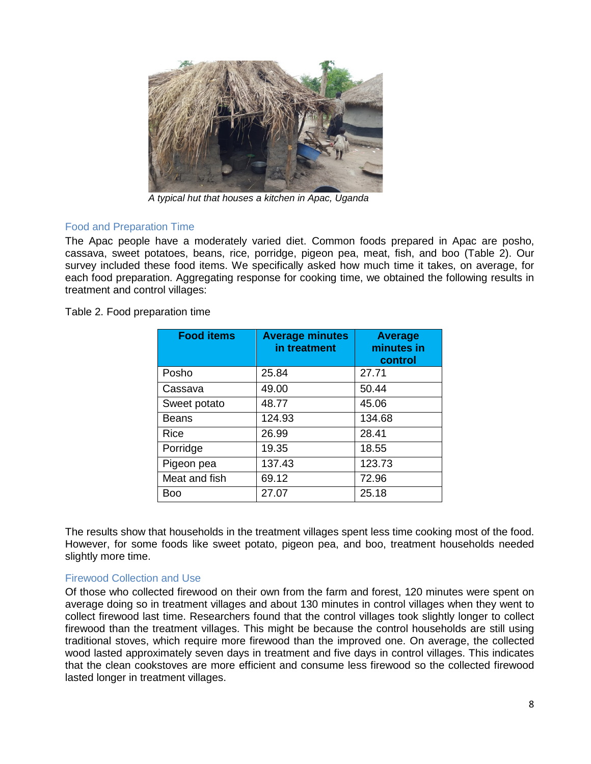*A typical hut that houses a kitchen in Apac, Uganda*

## Food and Preparation Time

The Apac people have a moderately varied diet. Common foods prepared in Apac are posho, cassava, sweet potatoes, beans, rice, porridge, pigeon pea, meat, fish, and boo (Table 2). Our survey included these food items. We specifically asked how much time it takes, on average, for each food preparation. Aggregating response for cooking time, we obtained the following results in treatment and control villages:

Table 2. Food preparation time

| Food items | Average minutes in treatment | Average minutes in control |
| --- | --- | --- |
| Posho | 25.84 | 27.71 |
| Cassava | 49.00 | 50.44 |
| Sweet potato | 48.77 | 45.06 |
| Beans | 124.93 | 134.68 |
| Rice | 26.99 | 28.41 |
| Porridge | 19.35 | 18.55 |
| Pigeon pea | 137.43 | 123.73 |
| Meat and fish | 69.12 | 72.96 |
| Boo | 27.07 | 25.18 |

The results show that households in the treatment villages spent less time cooking most of the food. However, for some foods like sweet potato, pigeon pea, and boo, treatment households needed slightly more time.

## Firewood Collection and Use

Of those who collected firewood on their own from the farm and forest, 120 minutes were spent on average doing so in treatment villages and about 130 minutes in control villages when they went to collect firewood last time. Researchers found that the control villages took slightly longer to collect firewood than the treatment villages. This might be because the control households are still using traditional stoves, which require more firewood than the improved one. On average, the collected wood lasted approximately seven days in treatment and five days in control villages. This indicates that the clean cookstoves are more efficient and consume less firewood so the collected firewood lasted longer in treatment villages.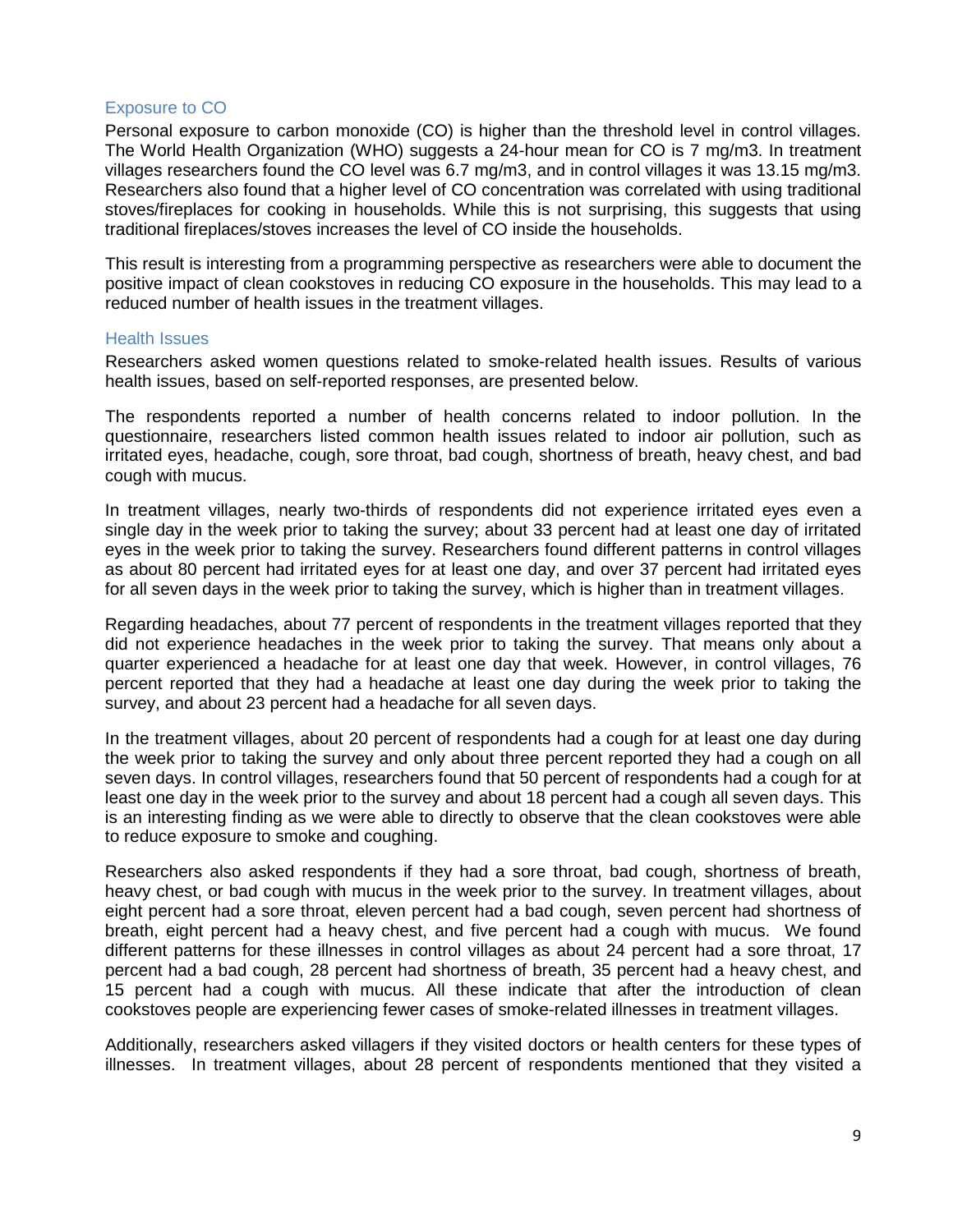### Exposure to CO

Personal exposure to carbon monoxide (CO) is higher than the threshold level in control villages. The World Health Organization (WHO) suggests a 24-hour mean for CO is 7 mg/m3. In treatment villages researchers found the CO level was 6.7 mg/m3, and in control villages it was 13.15 mg/m3. Researchers also found that a higher level of CO concentration was correlated with using traditional stoves/fireplaces for cooking in households. While this is not surprising, this suggests that using traditional fireplaces/stoves increases the level of CO inside the households.

This result is interesting from a programming perspective as researchers were able to document the positive impact of clean cookstoves in reducing CO exposure in the households. This may lead to a reduced number of health issues in the treatment villages.

### Health Issues

Researchers asked women questions related to smoke-related health issues. Results of various health issues, based on self-reported responses, are presented below.

The respondents reported a number of health concerns related to indoor pollution. In the questionnaire, researchers listed common health issues related to indoor air pollution, such as irritated eyes, headache, cough, sore throat, bad cough, shortness of breath, heavy chest, and bad cough with mucus.

In treatment villages, nearly two-thirds of respondents did not experience irritated eyes even a single day in the week prior to taking the survey; about 33 percent had at least one day of irritated eyes in the week prior to taking the survey. Researchers found different patterns in control villages as about 80 percent had irritated eyes for at least one day, and over 37 percent had irritated eyes for all seven days in the week prior to taking the survey, which is higher than in treatment villages.

Regarding headaches, about 77 percent of respondents in the treatment villages reported that they did not experience headaches in the week prior to taking the survey. That means only about a quarter experienced a headache for at least one day that week. However, in control villages, 76 percent reported that they had a headache at least one day during the week prior to taking the survey, and about 23 percent had a headache for all seven days.

In the treatment villages, about 20 percent of respondents had a cough for at least one day during the week prior to taking the survey and only about three percent reported they had a cough on all seven days. In control villages, researchers found that 50 percent of respondents had a cough for at least one day in the week prior to the survey and about 18 percent had a cough all seven days. This is an interesting finding as we were able to directly to observe that the clean cookstoves were able to reduce exposure to smoke and coughing.

Researchers also asked respondents if they had a sore throat, bad cough, shortness of breath, heavy chest, or bad cough with mucus in the week prior to the survey. In treatment villages, about eight percent had a sore throat, eleven percent had a bad cough, seven percent had shortness of breath, eight percent had a heavy chest, and five percent had a cough with mucus. We found different patterns for these illnesses in control villages as about 24 percent had a sore throat, 17 percent had a bad cough, 28 percent had shortness of breath, 35 percent had a heavy chest, and 15 percent had a cough with mucus. All these indicate that after the introduction of clean cookstoves people are experiencing fewer cases of smoke-related illnesses in treatment villages.

Additionally, researchers asked villagers if they visited doctors or health centers for these types of illnesses. In treatment villages, about 28 percent of respondents mentioned that they visited a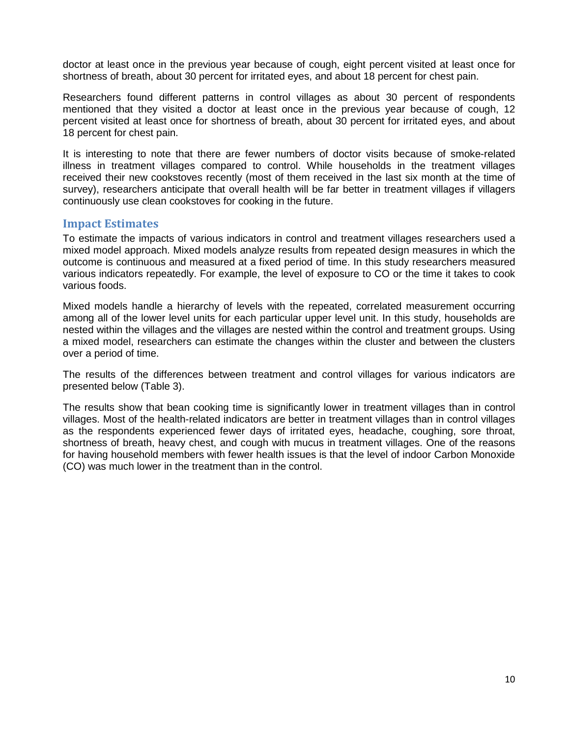doctor at least once in the previous year because of cough, eight percent visited at least once for shortness of breath, about 30 percent for irritated eyes, and about 18 percent for chest pain.

Researchers found different patterns in control villages as about 30 percent of respondents mentioned that they visited a doctor at least once in the previous year because of cough, 12 percent visited at least once for shortness of breath, about 30 percent for irritated eyes, and about 18 percent for chest pain.

It is interesting to note that there are fewer numbers of doctor visits because of smoke-related illness in treatment villages compared to control. While households in the treatment villages received their new cookstoves recently (most of them received in the last six month at the time of survey), researchers anticipate that overall health will be far better in treatment villages if villagers continuously use clean cookstoves for cooking in the future.

## Impact Estimates

To estimate the impacts of various indicators in control and treatment villages researchers used a mixed model approach. Mixed models analyze results from repeated design measures in which the outcome is continuous and measured at a fixed period of time. In this study researchers measured various indicators repeatedly. For example, the level of exposure to CO or the time it takes to cook various foods.

Mixed models handle a hierarchy of levels with the repeated, correlated measurement occurring among all of the lower level units for each particular upper level unit. In this study, households are nested within the villages and the villages are nested within the control and treatment groups. Using a mixed model, researchers can estimate the changes within the cluster and between the clusters over a period of time.

The results of the differences between treatment and control villages for various indicators are presented below (Table 3).

The results show that bean cooking time is significantly lower in treatment villages than in control villages. Most of the health-related indicators are better in treatment villages than in control villages as the respondents experienced fewer days of irritated eyes, headache, coughing, sore throat, shortness of breath, heavy chest, and cough with mucus in treatment villages. One of the reasons for having household members with fewer health issues is that the level of indoor Carbon Monoxide (CO) was much lower in the treatment than in the control.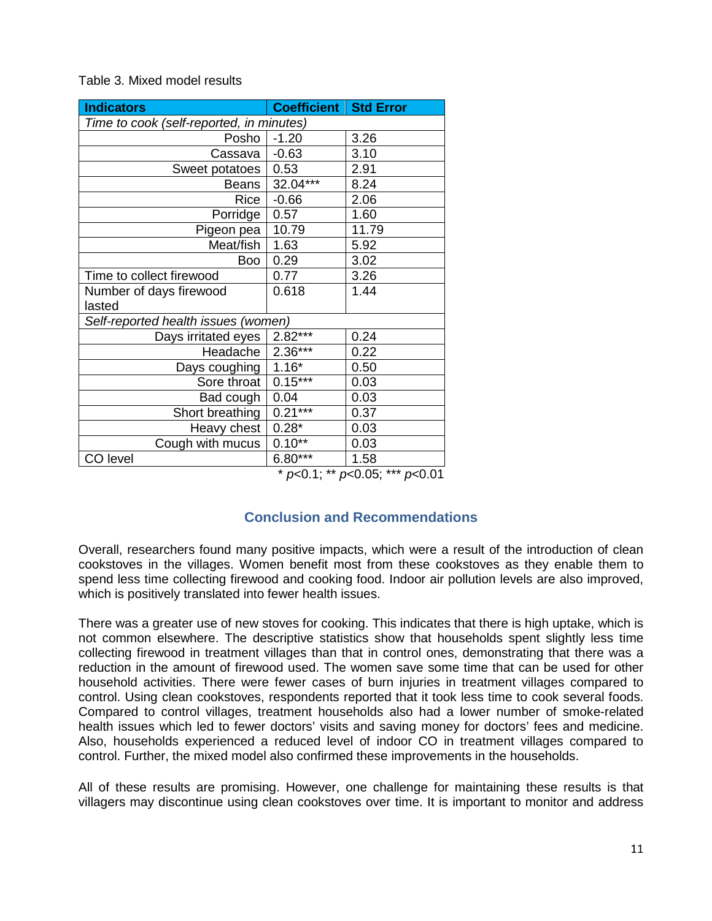Table 3. Mixed model results

| Indicators | Coefficient | Std Error |
| --- | --- | --- |
| *Time to cook (self-reported, in minutes)* | | |
| Posho | -1.20 | 3.26 |
| Cassava | -0.63 | 3.10 |
| Sweet potatoes | 0.53 | 2.91 |
| Beans | 32.04*** | 8.24 |
| Rice | -0.66 | 2.06 |
| Porridge | 0.57 | 1.60 |
| Pigeon pea | 10.79 | 11.79 |
| Meat/fish | 1.63 | 5.92 |
| Boo | 0.29 | 3.02 |
| Time to collect firewood | 0.77 | 3.26 |
| Number of days firewood lasted | 0.618 | 1.44 |
| *Self-reported health issues (women)* | | |
| Days irritated eyes | 2.82*** | 0.24 |
| Headache | 2.36*** | 0.22 |
| Days coughing | 1.16* | 0.50 |
| Sore throat | 0.15*** | 0.03 |
| Bad cough | 0.04 | 0.03 |
| Short breathing | 0.21*** | 0.37 |
| Heavy chest | 0.28* | 0.03 |
| Cough with mucus | 0.10** | 0.03 |
| CO level | 6.80*** | 1.58 |

\* $p$<0.1; ** $p$<0.05; *** $p$<0.01

## Conclusion and Recommendations

Overall, researchers found many positive impacts, which were a result of the introduction of clean cookstoves in the villages. Women benefit most from these cookstoves as they enable them to spend less time collecting firewood and cooking food. Indoor air pollution levels are also improved, which is positively translated into fewer health issues.

There was a greater use of new stoves for cooking. This indicates that there is high uptake, which is not common elsewhere. The descriptive statistics show that households spent slightly less time collecting firewood in treatment villages than that in control ones, demonstrating that there was a reduction in the amount of firewood used. The women save some time that can be used for other household activities. There were fewer cases of burn injuries in treatment villages compared to control. Using clean cookstoves, respondents reported that it took less time to cook several foods. Compared to control villages, treatment households also had a lower number of smoke-related health issues which led to fewer doctors' visits and saving money for doctors' fees and medicine. Also, households experienced a reduced level of indoor CO in treatment villages compared to control. Further, the mixed model also confirmed these improvements in the households.

All of these results are promising. However, one challenge for maintaining these results is that villagers may discontinue using clean cookstoves over time. It is important to monitor and address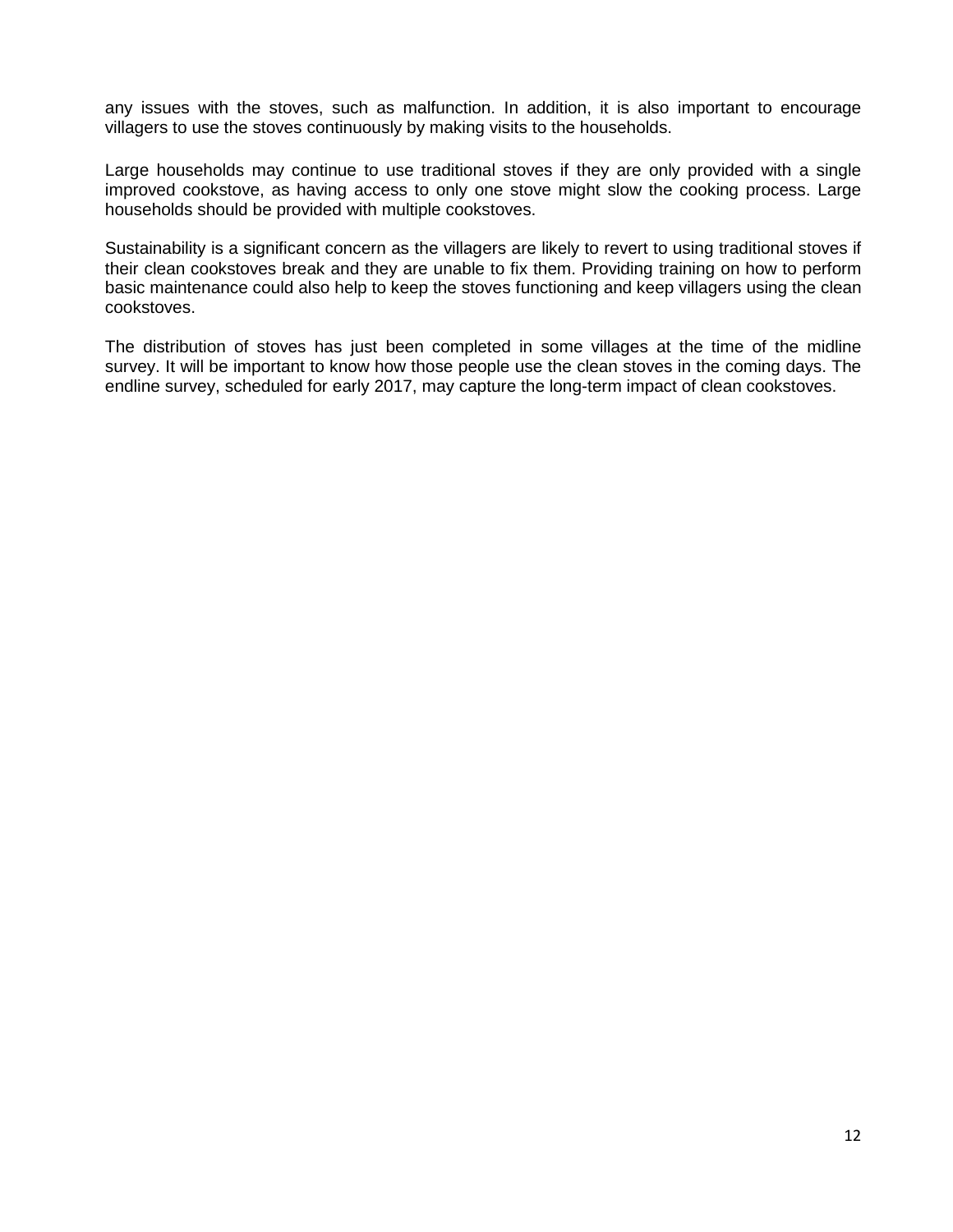any issues with the stoves, such as malfunction. In addition, it is also important to encourage villagers to use the stoves continuously by making visits to the households.

Large households may continue to use traditional stoves if they are only provided with a single improved cookstove, as having access to only one stove might slow the cooking process. Large households should be provided with multiple cookstoves.

Sustainability is a significant concern as the villagers are likely to revert to using traditional stoves if their clean cookstoves break and they are unable to fix them. Providing training on how to perform basic maintenance could also help to keep the stoves functioning and keep villagers using the clean cookstoves.

The distribution of stoves has just been completed in some villages at the time of the midline survey. It will be important to know how those people use the clean stoves in the coming days. The endline survey, scheduled for early 2017, may capture the long-term impact of clean cookstoves.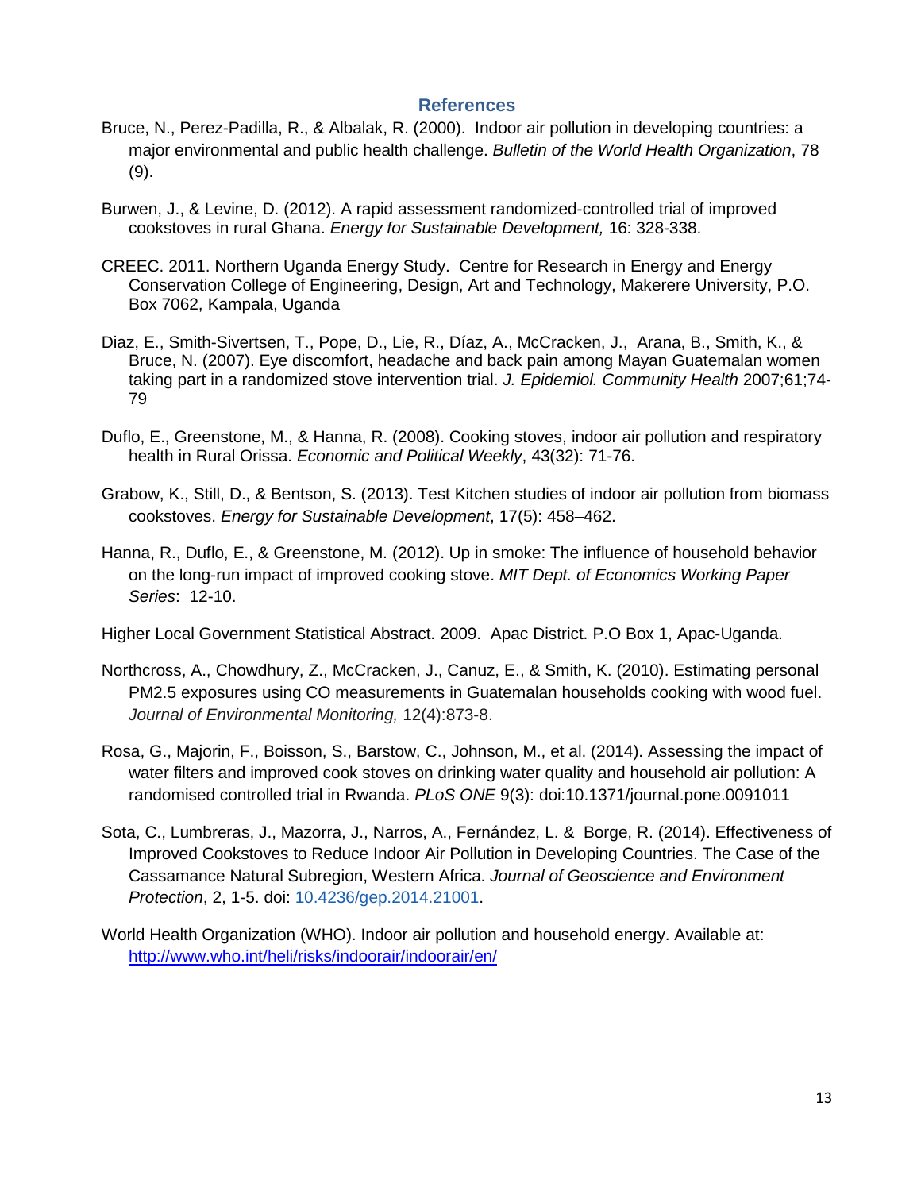## References

Bruce, N., Perez-Padilla, R., & Albalak, R. (2000). Indoor air pollution in developing countries: a major environmental and public health challenge. *Bulletin of the World Health Organization*, 78 (9).

Burwen, J., & Levine, D. (2012). A rapid assessment randomized-controlled trial of improved cookstoves in rural Ghana. *Energy for Sustainable Development,* 16: 328-338.

CREEC. 2011. Northern Uganda Energy Study. Centre for Research in Energy and Energy Conservation College of Engineering, Design, Art and Technology, Makerere University, P.O. Box 7062, Kampala, Uganda

Diaz, E., Smith-Sivertsen, T., Pope, D., Lie, R., Díaz, A., McCracken, J., Arana, B., Smith, K., & Bruce, N. (2007). Eye discomfort, headache and back pain among Mayan Guatemalan women taking part in a randomized stove intervention trial. *J. Epidemiol. Community Health* 2007;61;74-79

Duflo, E., Greenstone, M., & Hanna, R. (2008). Cooking stoves, indoor air pollution and respiratory health in Rural Orissa. *Economic and Political Weekly*, 43(32): 71-76.

Grabow, K., Still, D., & Bentson, S. (2013). Test Kitchen studies of indoor air pollution from biomass cookstoves. *Energy for Sustainable Development*, 17(5): 458–462.

Hanna, R., Duflo, E., & Greenstone, M. (2012). Up in smoke: The influence of household behavior on the long-run impact of improved cooking stove. *MIT Dept. of Economics Working Paper Series*: 12-10.

Higher Local Government Statistical Abstract. 2009. Apac District. P.O Box 1, Apac-Uganda.

Northcross, A., Chowdhury, Z., McCracken, J., Canuz, E., & Smith, K. (2010). Estimating personal PM2.5 exposures using CO measurements in Guatemalan households cooking with wood fuel. *Journal of Environmental Monitoring,* 12(4):873-8.

Rosa, G., Majorin, F., Boisson, S., Barstow, C., Johnson, M., et al. (2014). Assessing the impact of water filters and improved cook stoves on drinking water quality and household air pollution: A randomised controlled trial in Rwanda. *PLoS ONE* 9(3): doi:10.1371/journal.pone.0091011

Sota, C., Lumbreras, J., Mazorra, J., Narros, A., Fernández, L. & Borge, R. (2014). Effectiveness of Improved Cookstoves to Reduce Indoor Air Pollution in Developing Countries. The Case of the Cassamance Natural Subregion, Western Africa. *Journal of Geoscience and Environment Protection*, 2, 1-5. doi: 10.4236/gep.2014.21001.

World Health Organization (WHO). Indoor air pollution and household energy. Available at: http://www.who.int/heli/risks/indoorair/indoorair/en/